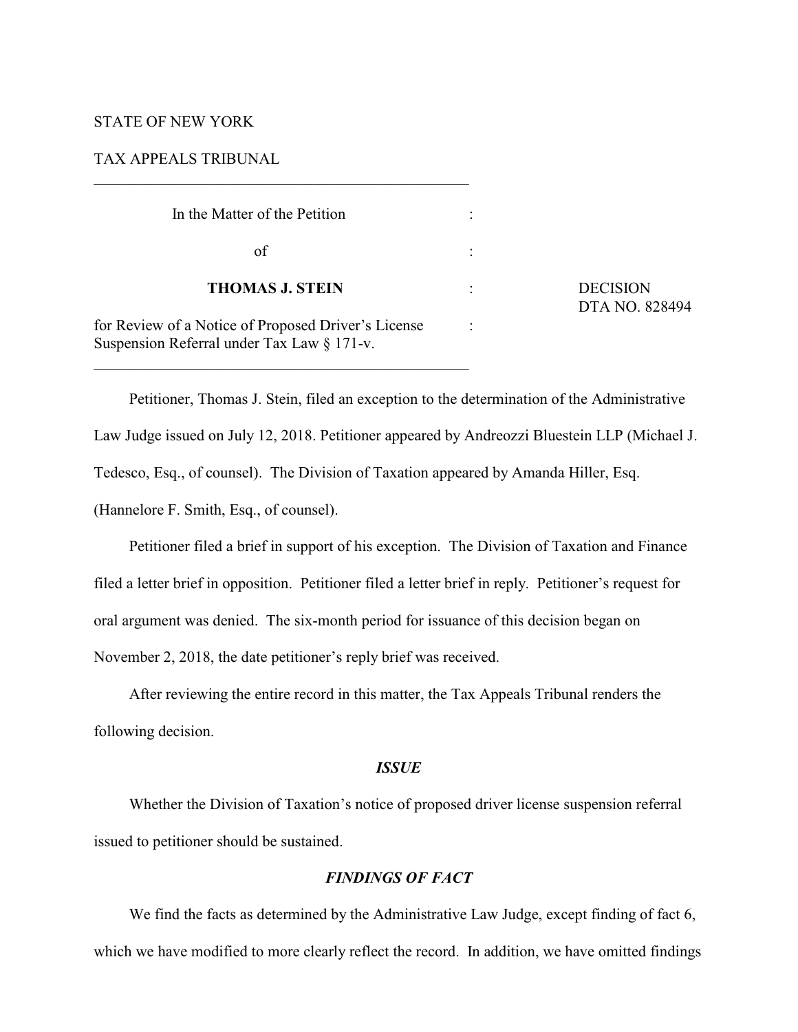STATE OF NEW YORK

TAX APPEALS TRIBUNAL

---

| In the Matter of the Petition | : | |
|---|---|---|
| of | : | |
| **THOMAS J. STEIN** | : | DECISION DTA NO. 828494 |
| for Review of a Notice of Proposed Driver's License Suspension Referral under Tax Law § 171-v. | : | |

---

Petitioner, Thomas J. Stein, filed an exception to the determination of the Administrative Law Judge issued on July 12, 2018. Petitioner appeared by Andreozzi Bluestein LLP (Michael J. Tedesco, Esq., of counsel). The Division of Taxation appeared by Amanda Hiller, Esq. (Hannelore F. Smith, Esq., of counsel).

Petitioner filed a brief in support of his exception. The Division of Taxation and Finance filed a letter brief in opposition. Petitioner filed a letter brief in reply. Petitioner's request for oral argument was denied. The six-month period for issuance of this decision began on November 2, 2018, the date petitioner's reply brief was received.

After reviewing the entire record in this matter, the Tax Appeals Tribunal renders the following decision.

## *ISSUE*

Whether the Division of Taxation's notice of proposed driver license suspension referral issued to petitioner should be sustained.

## *FINDINGS OF FACT*

We find the facts as determined by the Administrative Law Judge, except finding of fact 6, which we have modified to more clearly reflect the record. In addition, we have omitted findings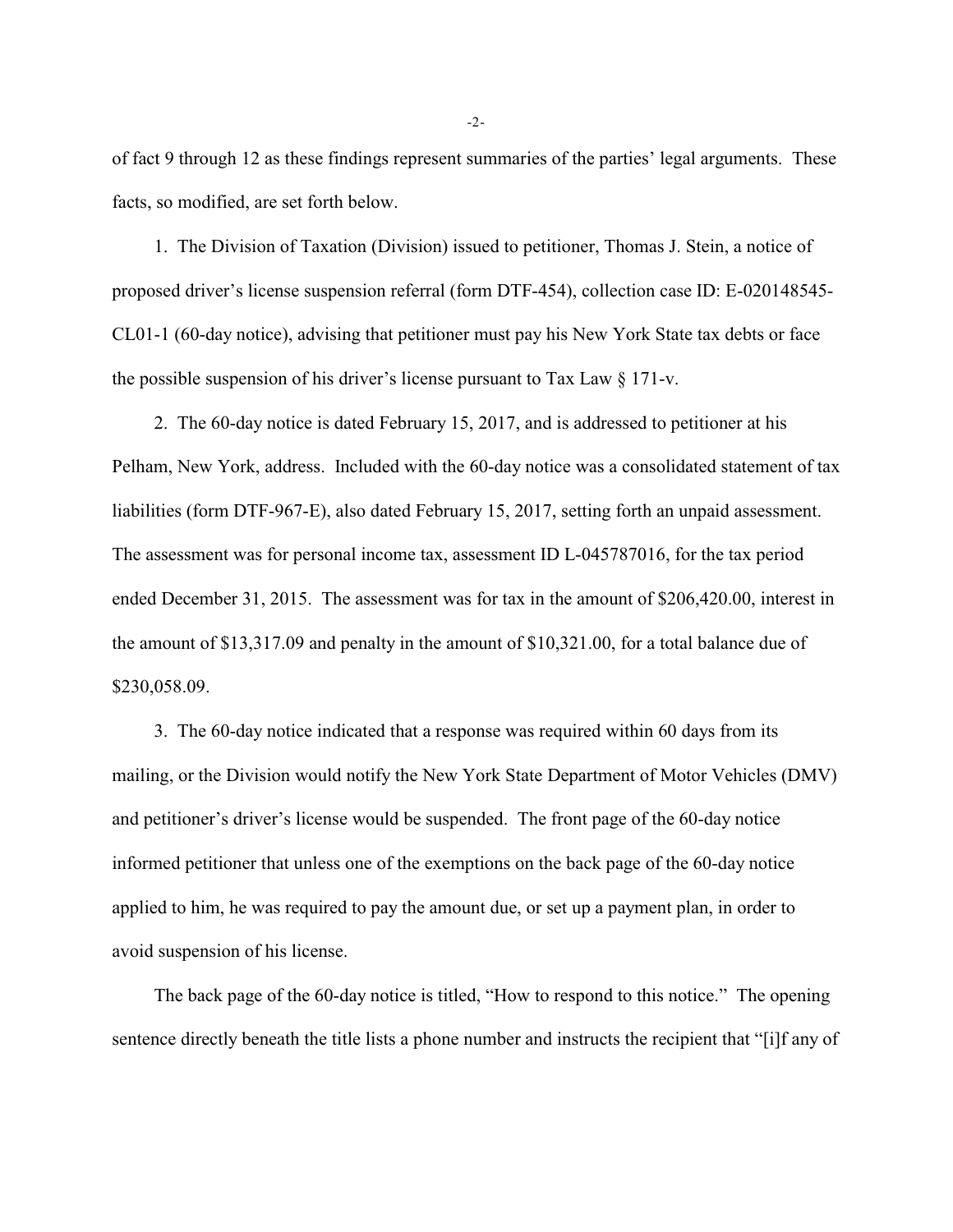of fact 9 through 12 as these findings represent summaries of the parties' legal arguments. These facts, so modified, are set forth below.

1. The Division of Taxation (Division) issued to petitioner, Thomas J. Stein, a notice of proposed driver's license suspension referral (form DTF-454), collection case ID: E-020148545-CL01-1 (60-day notice), advising that petitioner must pay his New York State tax debts or face the possible suspension of his driver's license pursuant to Tax Law § 171-v.

2. The 60-day notice is dated February 15, 2017, and is addressed to petitioner at his Pelham, New York, address. Included with the 60-day notice was a consolidated statement of tax liabilities (form DTF-967-E), also dated February 15, 2017, setting forth an unpaid assessment. The assessment was for personal income tax, assessment ID L-045787016, for the tax period ended December 31, 2015. The assessment was for tax in the amount of $206,420.00, interest in the amount of $13,317.09 and penalty in the amount of $10,321.00, for a total balance due of $230,058.09.

3. The 60-day notice indicated that a response was required within 60 days from its mailing, or the Division would notify the New York State Department of Motor Vehicles (DMV) and petitioner's driver's license would be suspended. The front page of the 60-day notice informed petitioner that unless one of the exemptions on the back page of the 60-day notice applied to him, he was required to pay the amount due, or set up a payment plan, in order to avoid suspension of his license.

The back page of the 60-day notice is titled, "How to respond to this notice." The opening sentence directly beneath the title lists a phone number and instructs the recipient that "[i]f any of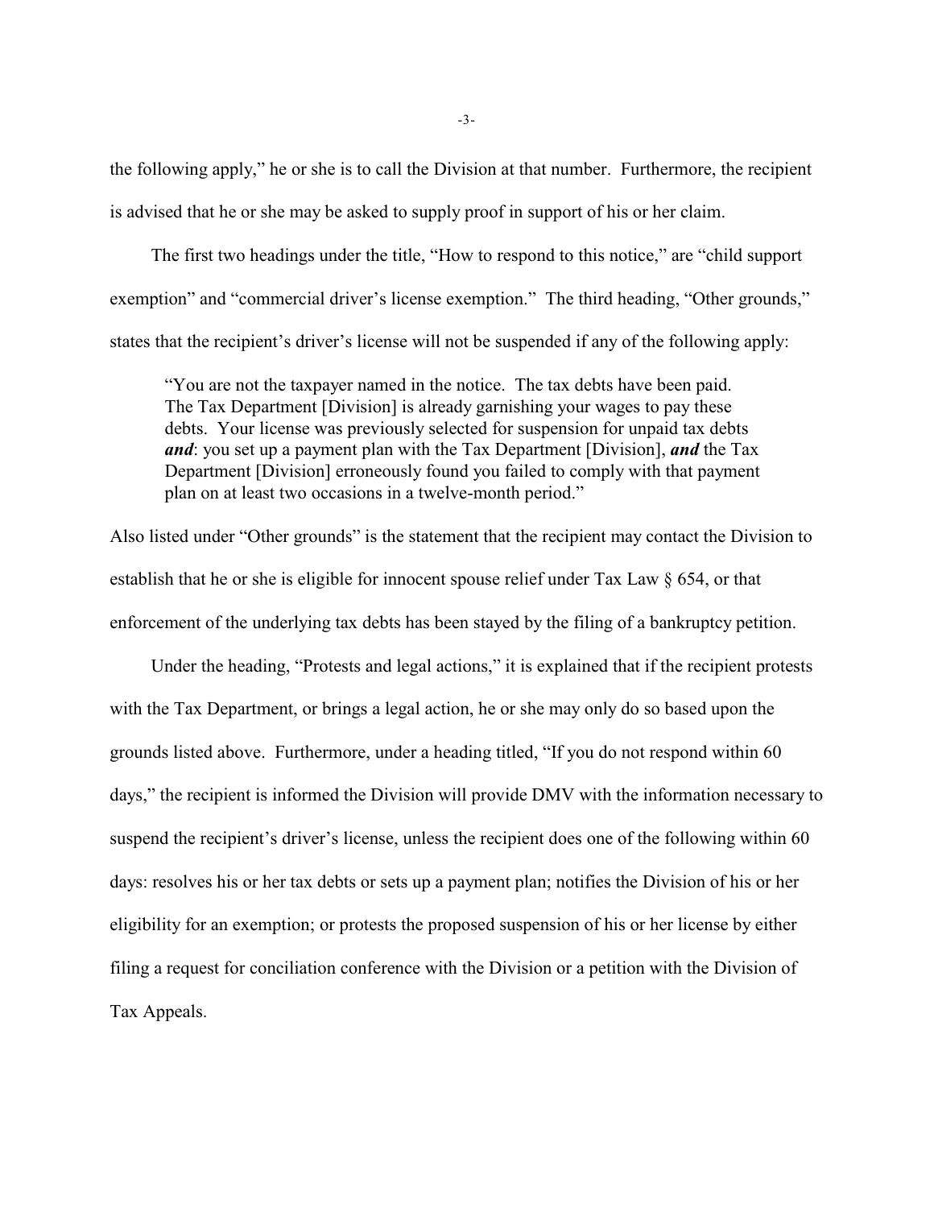the following apply," he or she is to call the Division at that number. Furthermore, the recipient is advised that he or she may be asked to supply proof in support of his or her claim.

The first two headings under the title, "How to respond to this notice," are "child support exemption" and "commercial driver's license exemption." The third heading, "Other grounds," states that the recipient's driver's license will not be suspended if any of the following apply:

> "You are not the taxpayer named in the notice. The tax debts have been paid. The Tax Department [Division] is already garnishing your wages to pay these debts. Your license was previously selected for suspension for unpaid tax debts ***and***: you set up a payment plan with the Tax Department [Division], ***and*** the Tax Department [Division] erroneously found you failed to comply with that payment plan on at least two occasions in a twelve-month period."

Also listed under "Other grounds" is the statement that the recipient may contact the Division to establish that he or she is eligible for innocent spouse relief under Tax Law § 654, or that enforcement of the underlying tax debts has been stayed by the filing of a bankruptcy petition.

Under the heading, "Protests and legal actions," it is explained that if the recipient protests with the Tax Department, or brings a legal action, he or she may only do so based upon the grounds listed above. Furthermore, under a heading titled, "If you do not respond within 60 days," the recipient is informed the Division will provide DMV with the information necessary to suspend the recipient's driver's license, unless the recipient does one of the following within 60 days: resolves his or her tax debts or sets up a payment plan; notifies the Division of his or her eligibility for an exemption; or protests the proposed suspension of his or her license by either filing a request for conciliation conference with the Division or a petition with the Division of Tax Appeals.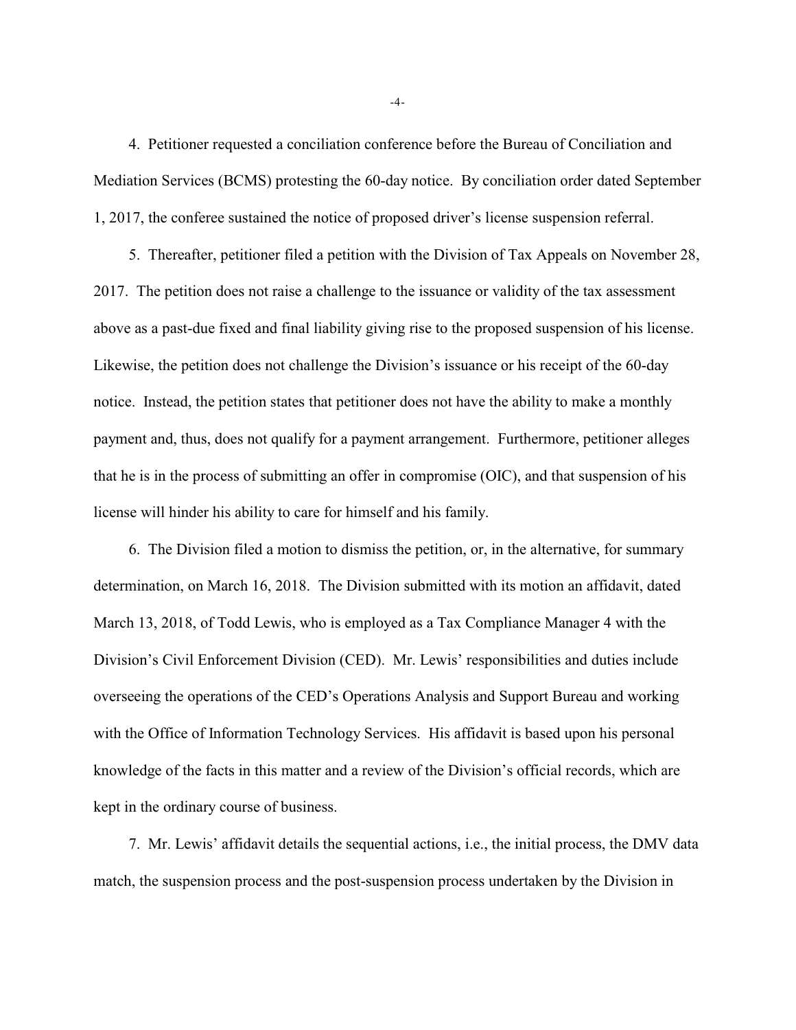4. Petitioner requested a conciliation conference before the Bureau of Conciliation and Mediation Services (BCMS) protesting the 60-day notice. By conciliation order dated September 1, 2017, the conferee sustained the notice of proposed driver's license suspension referral.

5. Thereafter, petitioner filed a petition with the Division of Tax Appeals on November 28, 2017. The petition does not raise a challenge to the issuance or validity of the tax assessment above as a past-due fixed and final liability giving rise to the proposed suspension of his license. Likewise, the petition does not challenge the Division's issuance or his receipt of the 60-day notice. Instead, the petition states that petitioner does not have the ability to make a monthly payment and, thus, does not qualify for a payment arrangement. Furthermore, petitioner alleges that he is in the process of submitting an offer in compromise (OIC), and that suspension of his license will hinder his ability to care for himself and his family.

6. The Division filed a motion to dismiss the petition, or, in the alternative, for summary determination, on March 16, 2018. The Division submitted with its motion an affidavit, dated March 13, 2018, of Todd Lewis, who is employed as a Tax Compliance Manager 4 with the Division's Civil Enforcement Division (CED). Mr. Lewis' responsibilities and duties include overseeing the operations of the CED's Operations Analysis and Support Bureau and working with the Office of Information Technology Services. His affidavit is based upon his personal knowledge of the facts in this matter and a review of the Division's official records, which are kept in the ordinary course of business.

7. Mr. Lewis' affidavit details the sequential actions, i.e., the initial process, the DMV data match, the suspension process and the post-suspension process undertaken by the Division in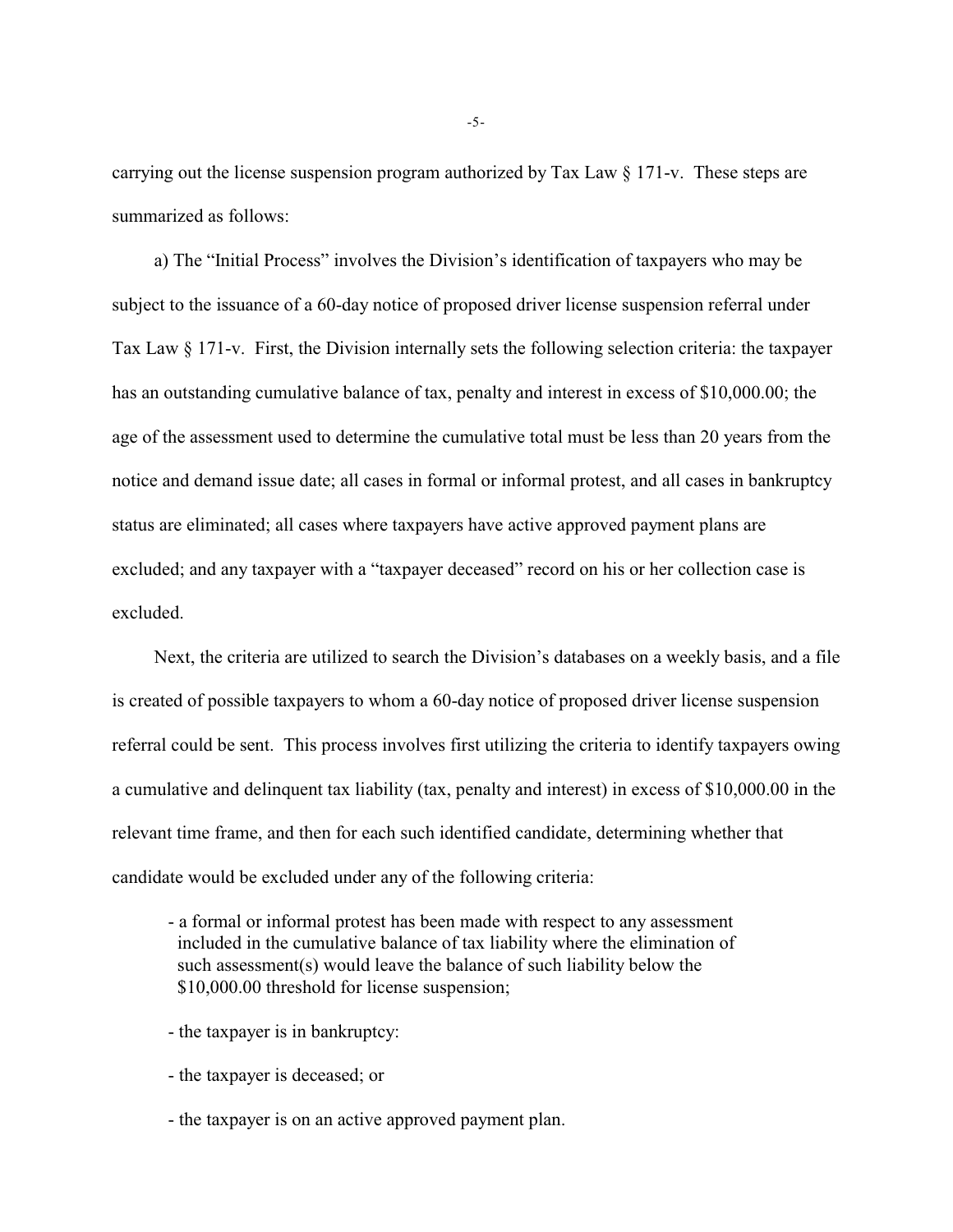carrying out the license suspension program authorized by Tax Law § 171-v. These steps are summarized as follows:

a) The "Initial Process" involves the Division's identification of taxpayers who may be subject to the issuance of a 60-day notice of proposed driver license suspension referral under Tax Law § 171-v. First, the Division internally sets the following selection criteria: the taxpayer has an outstanding cumulative balance of tax, penalty and interest in excess of $10,000.00; the age of the assessment used to determine the cumulative total must be less than 20 years from the notice and demand issue date; all cases in formal or informal protest, and all cases in bankruptcy status are eliminated; all cases where taxpayers have active approved payment plans are excluded; and any taxpayer with a "taxpayer deceased" record on his or her collection case is excluded.

Next, the criteria are utilized to search the Division's databases on a weekly basis, and a file is created of possible taxpayers to whom a 60-day notice of proposed driver license suspension referral could be sent. This process involves first utilizing the criteria to identify taxpayers owing a cumulative and delinquent tax liability (tax, penalty and interest) in excess of $10,000.00 in the relevant time frame, and then for each such identified candidate, determining whether that candidate would be excluded under any of the following criteria:

- a formal or informal protest has been made with respect to any assessment included in the cumulative balance of tax liability where the elimination of such assessment(s) would leave the balance of such liability below the $10,000.00 threshold for license suspension;

- the taxpayer is in bankruptcy:

- the taxpayer is deceased; or

- the taxpayer is on an active approved payment plan.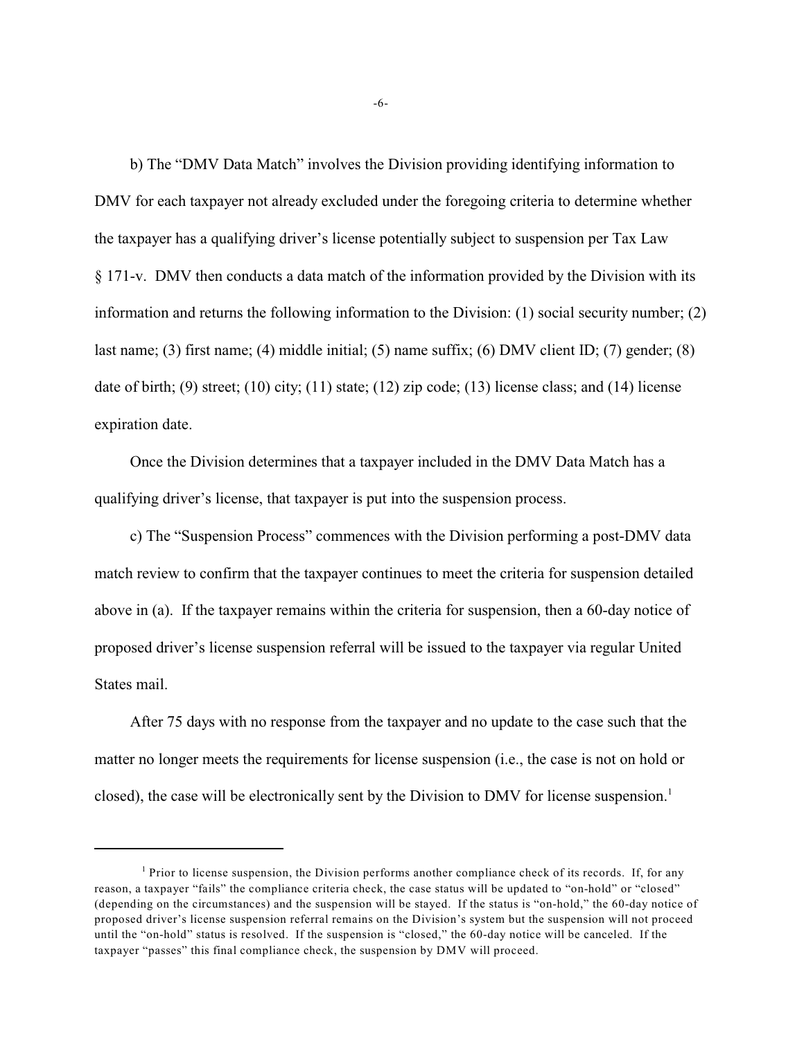b) The "DMV Data Match" involves the Division providing identifying information to DMV for each taxpayer not already excluded under the foregoing criteria to determine whether the taxpayer has a qualifying driver's license potentially subject to suspension per Tax Law § 171-v. DMV then conducts a data match of the information provided by the Division with its information and returns the following information to the Division: (1) social security number; (2) last name; (3) first name; (4) middle initial; (5) name suffix; (6) DMV client ID; (7) gender; (8) date of birth; (9) street; (10) city; (11) state; (12) zip code; (13) license class; and (14) license expiration date.

Once the Division determines that a taxpayer included in the DMV Data Match has a qualifying driver's license, that taxpayer is put into the suspension process.

c) The "Suspension Process" commences with the Division performing a post-DMV data match review to confirm that the taxpayer continues to meet the criteria for suspension detailed above in (a). If the taxpayer remains within the criteria for suspension, then a 60-day notice of proposed driver's license suspension referral will be issued to the taxpayer via regular United States mail.

After 75 days with no response from the taxpayer and no update to the case such that the matter no longer meets the requirements for license suspension (i.e., the case is not on hold or closed), the case will be electronically sent by the Division to DMV for license suspension.[1]

---

[1] Prior to license suspension, the Division performs another compliance check of its records. If, for any reason, a taxpayer "fails" the compliance criteria check, the case status will be updated to "on-hold" or "closed" (depending on the circumstances) and the suspension will be stayed. If the status is "on-hold," the 60-day notice of proposed driver's license suspension referral remains on the Division's system but the suspension will not proceed until the "on-hold" status is resolved. If the suspension is "closed," the 60-day notice will be canceled. If the taxpayer "passes" this final compliance check, the suspension by DMV will proceed.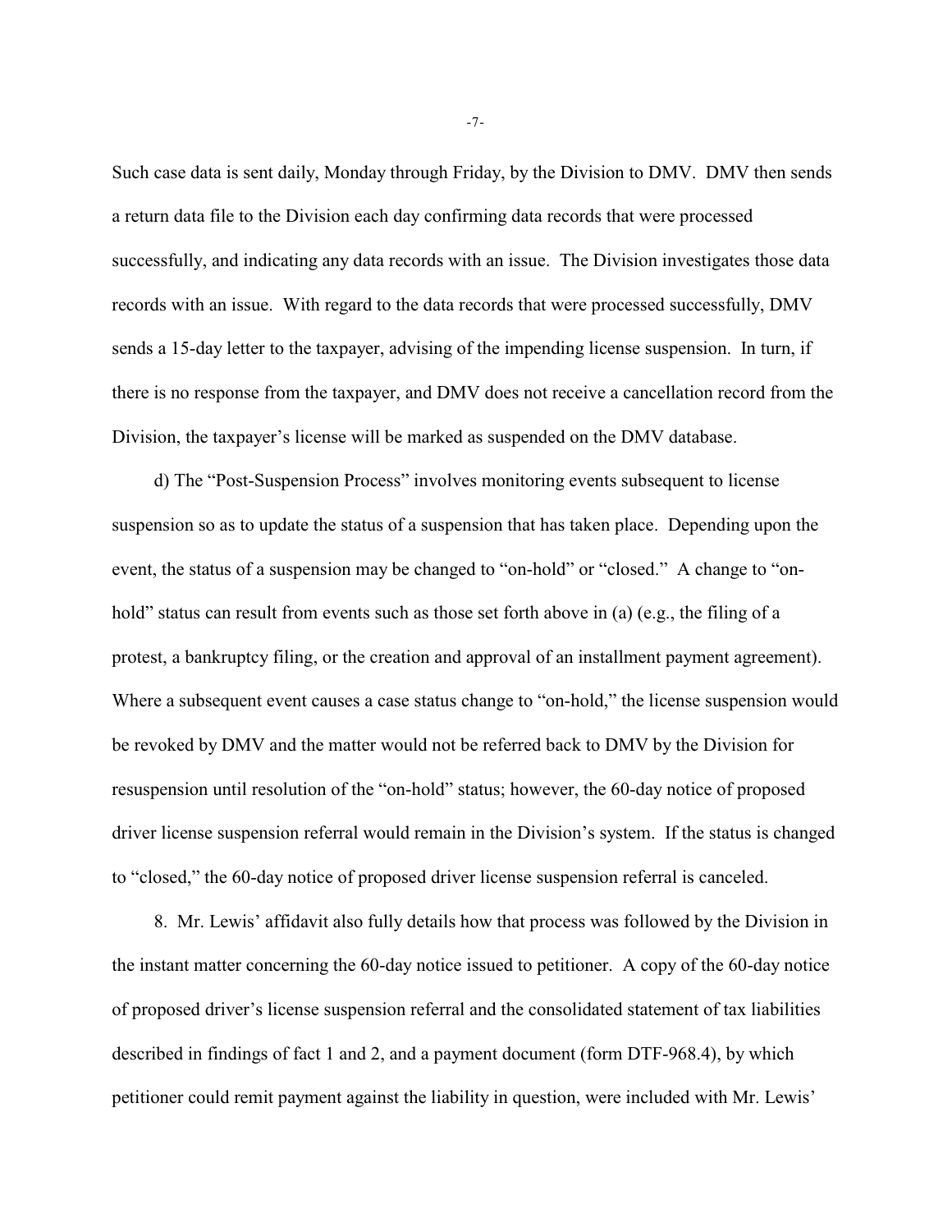Such case data is sent daily, Monday through Friday, by the Division to DMV. DMV then sends a return data file to the Division each day confirming data records that were processed successfully, and indicating any data records with an issue. The Division investigates those data records with an issue. With regard to the data records that were processed successfully, DMV sends a 15-day letter to the taxpayer, advising of the impending license suspension. In turn, if there is no response from the taxpayer, and DMV does not receive a cancellation record from the Division, the taxpayer's license will be marked as suspended on the DMV database.

d) The "Post-Suspension Process" involves monitoring events subsequent to license suspension so as to update the status of a suspension that has taken place. Depending upon the event, the status of a suspension may be changed to "on-hold" or "closed." A change to "on-hold" status can result from events such as those set forth above in (a) (e.g., the filing of a protest, a bankruptcy filing, or the creation and approval of an installment payment agreement). Where a subsequent event causes a case status change to "on-hold," the license suspension would be revoked by DMV and the matter would not be referred back to DMV by the Division for resuspension until resolution of the "on-hold" status; however, the 60-day notice of proposed driver license suspension referral would remain in the Division's system. If the status is changed to "closed," the 60-day notice of proposed driver license suspension referral is canceled.

8. Mr. Lewis' affidavit also fully details how that process was followed by the Division in the instant matter concerning the 60-day notice issued to petitioner. A copy of the 60-day notice of proposed driver's license suspension referral and the consolidated statement of tax liabilities described in findings of fact 1 and 2, and a payment document (form DTF-968.4), by which petitioner could remit payment against the liability in question, were included with Mr. Lewis'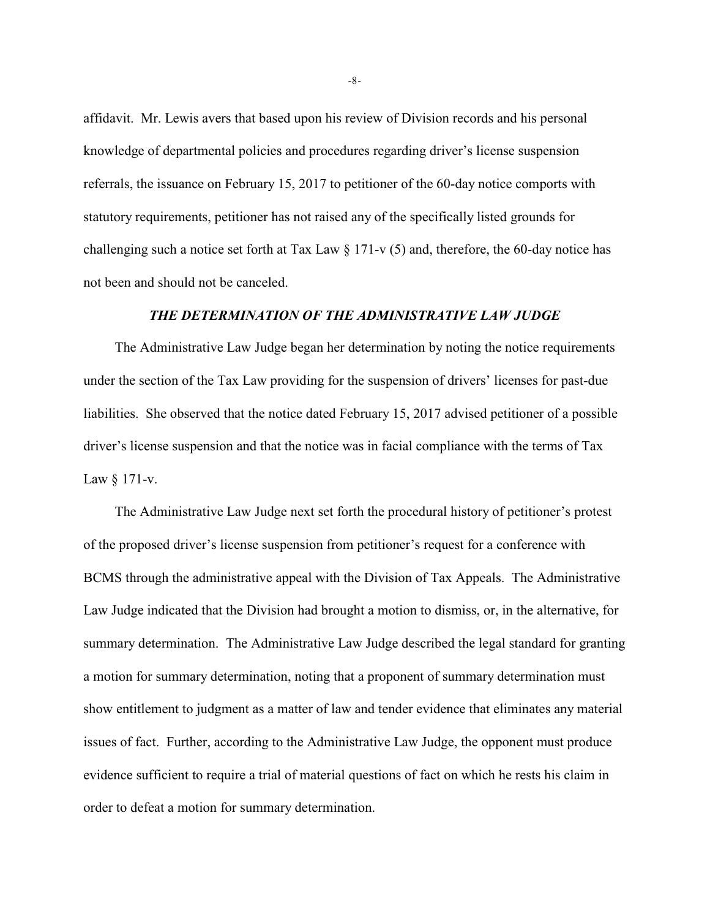affidavit. Mr. Lewis avers that based upon his review of Division records and his personal knowledge of departmental policies and procedures regarding driver's license suspension referrals, the issuance on February 15, 2017 to petitioner of the 60-day notice comports with statutory requirements, petitioner has not raised any of the specifically listed grounds for challenging such a notice set forth at Tax Law § 171-v (5) and, therefore, the 60-day notice has not been and should not be canceled.

### ***THE DETERMINATION OF THE ADMINISTRATIVE LAW JUDGE***

The Administrative Law Judge began her determination by noting the notice requirements under the section of the Tax Law providing for the suspension of drivers' licenses for past-due liabilities. She observed that the notice dated February 15, 2017 advised petitioner of a possible driver's license suspension and that the notice was in facial compliance with the terms of Tax Law § 171-v.

The Administrative Law Judge next set forth the procedural history of petitioner's protest of the proposed driver's license suspension from petitioner's request for a conference with BCMS through the administrative appeal with the Division of Tax Appeals. The Administrative Law Judge indicated that the Division had brought a motion to dismiss, or, in the alternative, for summary determination. The Administrative Law Judge described the legal standard for granting a motion for summary determination, noting that a proponent of summary determination must show entitlement to judgment as a matter of law and tender evidence that eliminates any material issues of fact. Further, according to the Administrative Law Judge, the opponent must produce evidence sufficient to require a trial of material questions of fact on which he rests his claim in order to defeat a motion for summary determination.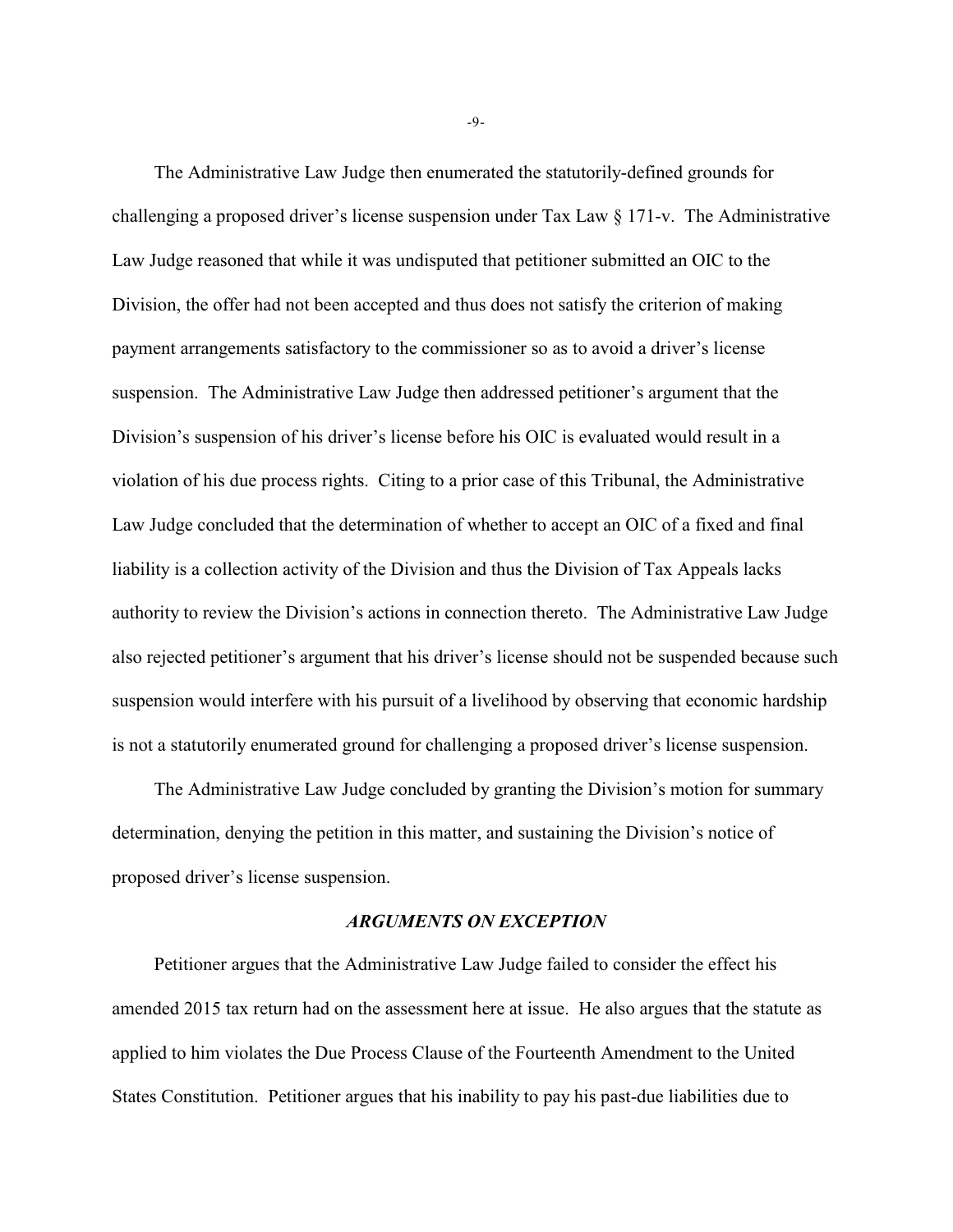The Administrative Law Judge then enumerated the statutorily-defined grounds for challenging a proposed driver's license suspension under Tax Law § 171-v. The Administrative Law Judge reasoned that while it was undisputed that petitioner submitted an OIC to the Division, the offer had not been accepted and thus does not satisfy the criterion of making payment arrangements satisfactory to the commissioner so as to avoid a driver's license suspension. The Administrative Law Judge then addressed petitioner's argument that the Division's suspension of his driver's license before his OIC is evaluated would result in a violation of his due process rights. Citing to a prior case of this Tribunal, the Administrative Law Judge concluded that the determination of whether to accept an OIC of a fixed and final liability is a collection activity of the Division and thus the Division of Tax Appeals lacks authority to review the Division's actions in connection thereto. The Administrative Law Judge also rejected petitioner's argument that his driver's license should not be suspended because such suspension would interfere with his pursuit of a livelihood by observing that economic hardship is not a statutorily enumerated ground for challenging a proposed driver's license suspension.

The Administrative Law Judge concluded by granting the Division's motion for summary determination, denying the petition in this matter, and sustaining the Division's notice of proposed driver's license suspension.

### *ARGUMENTS ON EXCEPTION*

Petitioner argues that the Administrative Law Judge failed to consider the effect his amended 2015 tax return had on the assessment here at issue. He also argues that the statute as applied to him violates the Due Process Clause of the Fourteenth Amendment to the United States Constitution. Petitioner argues that his inability to pay his past-due liabilities due to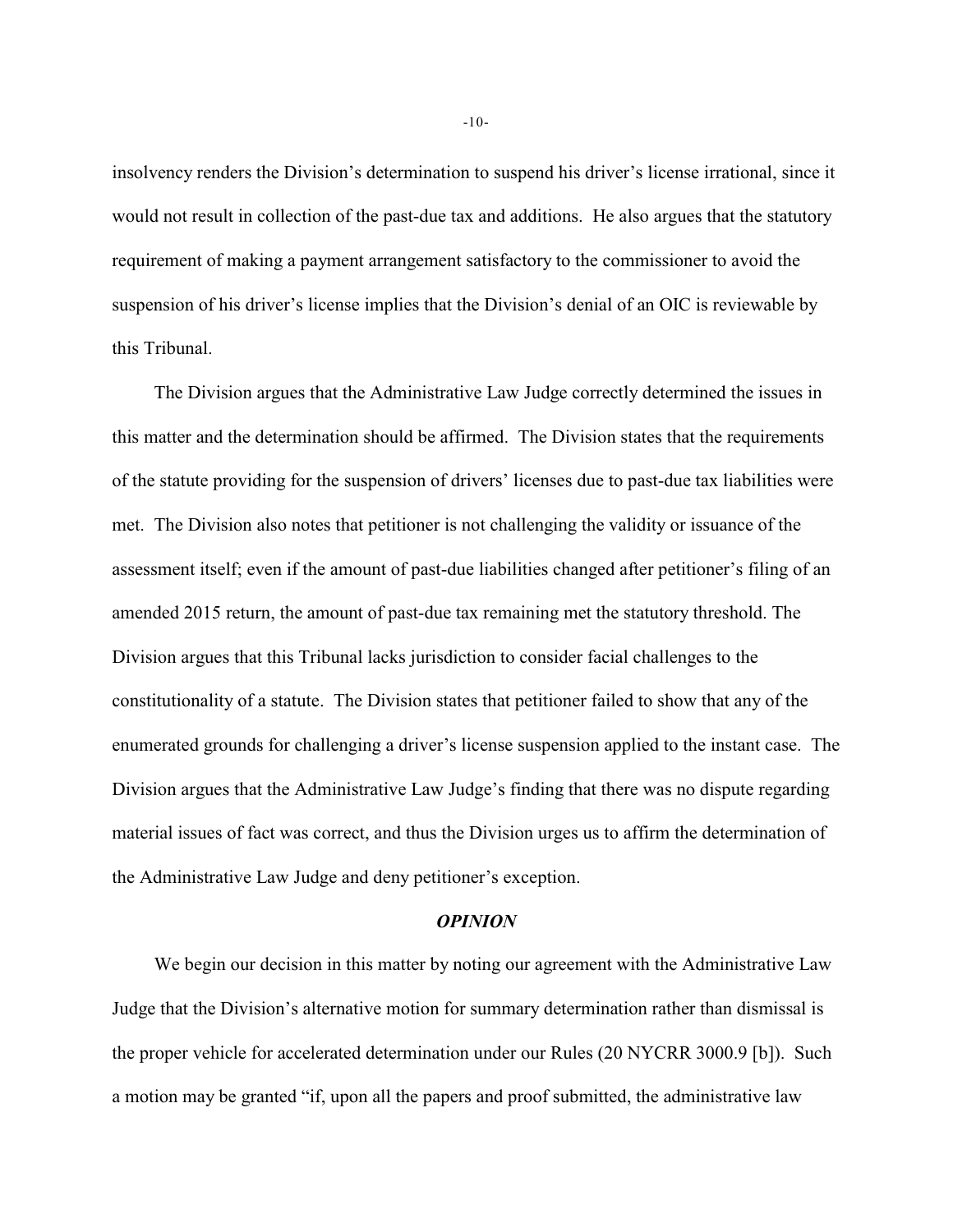insolvency renders the Division's determination to suspend his driver's license irrational, since it would not result in collection of the past-due tax and additions. He also argues that the statutory requirement of making a payment arrangement satisfactory to the commissioner to avoid the suspension of his driver's license implies that the Division's denial of an OIC is reviewable by this Tribunal.

The Division argues that the Administrative Law Judge correctly determined the issues in this matter and the determination should be affirmed. The Division states that the requirements of the statute providing for the suspension of drivers' licenses due to past-due tax liabilities were met. The Division also notes that petitioner is not challenging the validity or issuance of the assessment itself; even if the amount of past-due liabilities changed after petitioner's filing of an amended 2015 return, the amount of past-due tax remaining met the statutory threshold. The Division argues that this Tribunal lacks jurisdiction to consider facial challenges to the constitutionality of a statute. The Division states that petitioner failed to show that any of the enumerated grounds for challenging a driver's license suspension applied to the instant case. The Division argues that the Administrative Law Judge's finding that there was no dispute regarding material issues of fact was correct, and thus the Division urges us to affirm the determination of the Administrative Law Judge and deny petitioner's exception.

## *OPINION*

We begin our decision in this matter by noting our agreement with the Administrative Law Judge that the Division's alternative motion for summary determination rather than dismissal is the proper vehicle for accelerated determination under our Rules (20 NYCRR 3000.9 [b]). Such a motion may be granted "if, upon all the papers and proof submitted, the administrative law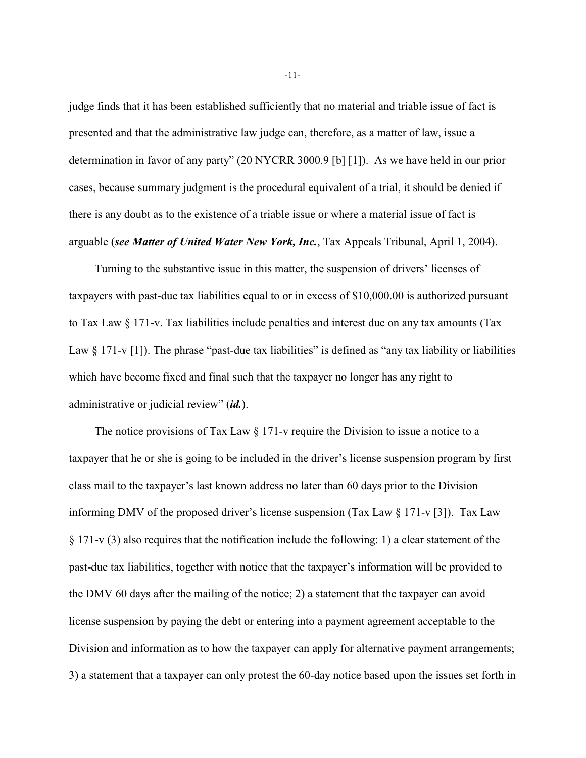judge finds that it has been established sufficiently that no material and triable issue of fact is presented and that the administrative law judge can, therefore, as a matter of law, issue a determination in favor of any party" (20 NYCRR 3000.9 [b] [1]). As we have held in our prior cases, because summary judgment is the procedural equivalent of a trial, it should be denied if there is any doubt as to the existence of a triable issue or where a material issue of fact is arguable (***see Matter of United Water New York, Inc.***, Tax Appeals Tribunal, April 1, 2004).

Turning to the substantive issue in this matter, the suspension of drivers' licenses of taxpayers with past-due tax liabilities equal to or in excess of $10,000.00 is authorized pursuant to Tax Law § 171-v. Tax liabilities include penalties and interest due on any tax amounts (Tax Law § 171-v [1]). The phrase "past-due tax liabilities" is defined as "any tax liability or liabilities which have become fixed and final such that the taxpayer no longer has any right to administrative or judicial review" (***id.***).

The notice provisions of Tax Law § 171-v require the Division to issue a notice to a taxpayer that he or she is going to be included in the driver's license suspension program by first class mail to the taxpayer's last known address no later than 60 days prior to the Division informing DMV of the proposed driver's license suspension (Tax Law § 171-v [3]). Tax Law § 171-v (3) also requires that the notification include the following: 1) a clear statement of the past-due tax liabilities, together with notice that the taxpayer's information will be provided to the DMV 60 days after the mailing of the notice; 2) a statement that the taxpayer can avoid license suspension by paying the debt or entering into a payment agreement acceptable to the Division and information as to how the taxpayer can apply for alternative payment arrangements; 3) a statement that a taxpayer can only protest the 60-day notice based upon the issues set forth in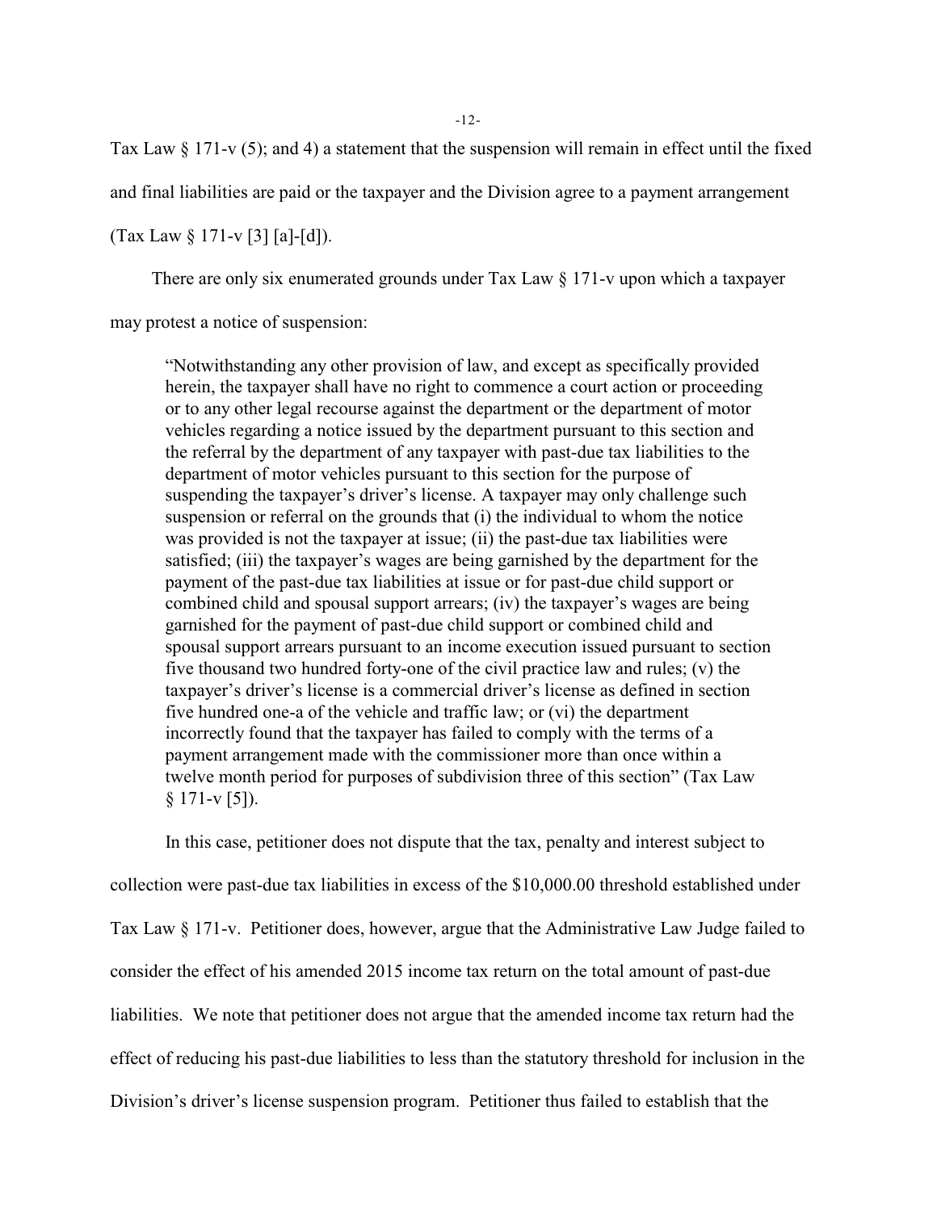Tax Law § 171-v (5); and 4) a statement that the suspension will remain in effect until the fixed and final liabilities are paid or the taxpayer and the Division agree to a payment arrangement (Tax Law § 171-v [3] [a]-[d]).

There are only six enumerated grounds under Tax Law § 171-v upon which a taxpayer may protest a notice of suspension:

> "Notwithstanding any other provision of law, and except as specifically provided herein, the taxpayer shall have no right to commence a court action or proceeding or to any other legal recourse against the department or the department of motor vehicles regarding a notice issued by the department pursuant to this section and the referral by the department of any taxpayer with past-due tax liabilities to the department of motor vehicles pursuant to this section for the purpose of suspending the taxpayer's driver's license. A taxpayer may only challenge such suspension or referral on the grounds that (i) the individual to whom the notice was provided is not the taxpayer at issue; (ii) the past-due tax liabilities were satisfied; (iii) the taxpayer's wages are being garnished by the department for the payment of the past-due tax liabilities at issue or for past-due child support or combined child and spousal support arrears; (iv) the taxpayer's wages are being garnished for the payment of past-due child support or combined child and spousal support arrears pursuant to an income execution issued pursuant to section five thousand two hundred forty-one of the civil practice law and rules; (v) the taxpayer's driver's license is a commercial driver's license as defined in section five hundred one-a of the vehicle and traffic law; or (vi) the department incorrectly found that the taxpayer has failed to comply with the terms of a payment arrangement made with the commissioner more than once within a twelve month period for purposes of subdivision three of this section" (Tax Law § 171-v [5]).

In this case, petitioner does not dispute that the tax, penalty and interest subject to collection were past-due tax liabilities in excess of the $10,000.00 threshold established under Tax Law § 171-v. Petitioner does, however, argue that the Administrative Law Judge failed to consider the effect of his amended 2015 income tax return on the total amount of past-due liabilities. We note that petitioner does not argue that the amended income tax return had the effect of reducing his past-due liabilities to less than the statutory threshold for inclusion in the Division's driver's license suspension program. Petitioner thus failed to establish that the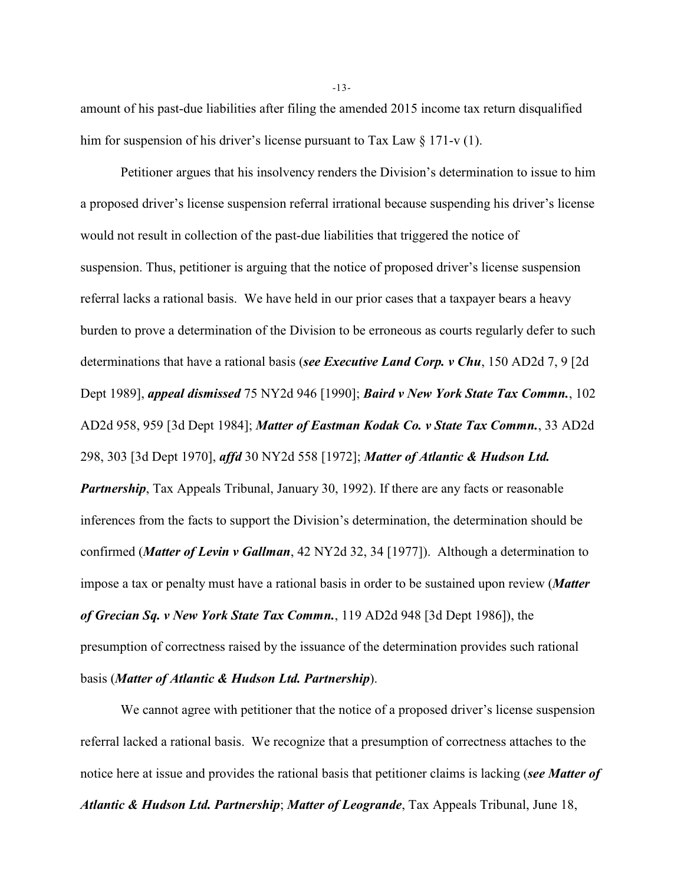amount of his past-due liabilities after filing the amended 2015 income tax return disqualified him for suspension of his driver's license pursuant to Tax Law § 171-v (1).

Petitioner argues that his insolvency renders the Division's determination to issue to him a proposed driver's license suspension referral irrational because suspending his driver's license would not result in collection of the past-due liabilities that triggered the notice of suspension. Thus, petitioner is arguing that the notice of proposed driver's license suspension referral lacks a rational basis. We have held in our prior cases that a taxpayer bears a heavy burden to prove a determination of the Division to be erroneous as courts regularly defer to such determinations that have a rational basis (***see Executive Land Corp. v Chu***, 150 AD2d 7, 9 [2d Dept 1989], ***appeal dismissed*** 75 NY2d 946 [1990]; ***Baird v New York State Tax Commn.***, 102 AD2d 958, 959 [3d Dept 1984]; ***Matter of Eastman Kodak Co. v State Tax Commn.***, 33 AD2d 298, 303 [3d Dept 1970], ***affd*** 30 NY2d 558 [1972]; ***Matter of Atlantic & Hudson Ltd. Partnership***, Tax Appeals Tribunal, January 30, 1992). If there are any facts or reasonable inferences from the facts to support the Division's determination, the determination should be confirmed (***Matter of Levin v Gallman***, 42 NY2d 32, 34 [1977]). Although a determination to impose a tax or penalty must have a rational basis in order to be sustained upon review (***Matter of Grecian Sq. v New York State Tax Commn.***, 119 AD2d 948 [3d Dept 1986]), the presumption of correctness raised by the issuance of the determination provides such rational basis (***Matter of Atlantic & Hudson Ltd. Partnership***).

We cannot agree with petitioner that the notice of a proposed driver's license suspension referral lacked a rational basis. We recognize that a presumption of correctness attaches to the notice here at issue and provides the rational basis that petitioner claims is lacking (***see Matter of Atlantic & Hudson Ltd. Partnership***; ***Matter of Leogrande***, Tax Appeals Tribunal, June 18,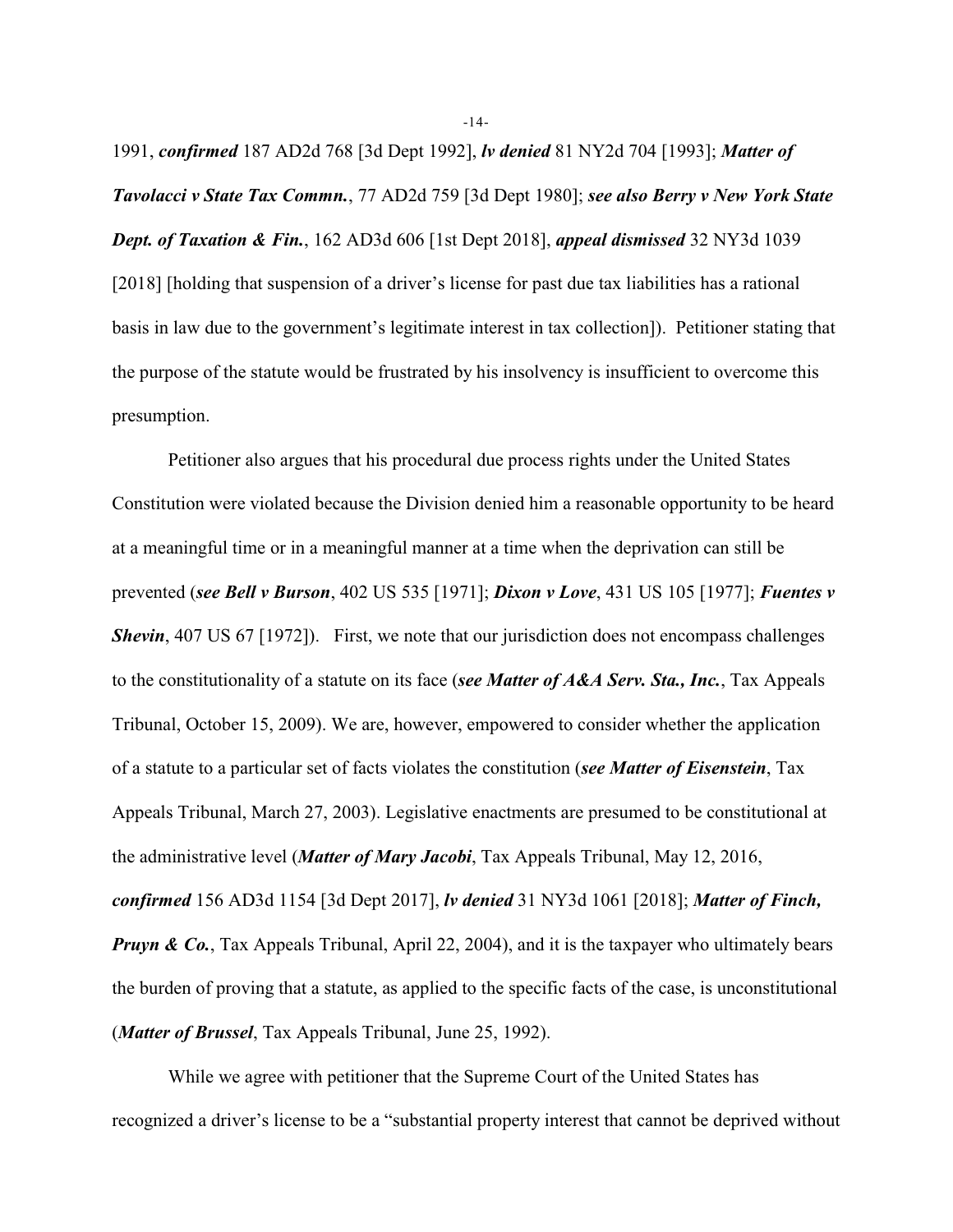1991, ***confirmed*** 187 AD2d 768 [3d Dept 1992], ***lv denied*** 81 NY2d 704 [1993]; ***Matter of Tavolacci v State Tax Commn.***, 77 AD2d 759 [3d Dept 1980]; ***see also Berry v New York State Dept. of Taxation & Fin.***, 162 AD3d 606 [1st Dept 2018], ***appeal dismissed*** 32 NY3d 1039 [2018] [holding that suspension of a driver's license for past due tax liabilities has a rational basis in law due to the government's legitimate interest in tax collection]). Petitioner stating that the purpose of the statute would be frustrated by his insolvency is insufficient to overcome this presumption.

Petitioner also argues that his procedural due process rights under the United States Constitution were violated because the Division denied him a reasonable opportunity to be heard at a meaningful time or in a meaningful manner at a time when the deprivation can still be prevented (***see Bell v Burson***, 402 US 535 [1971]; ***Dixon v Love***, 431 US 105 [1977]; ***Fuentes v Shevin***, 407 US 67 [1972]). First, we note that our jurisdiction does not encompass challenges to the constitutionality of a statute on its face (***see Matter of A&A Serv. Sta., Inc.***, Tax Appeals Tribunal, October 15, 2009). We are, however, empowered to consider whether the application of a statute to a particular set of facts violates the constitution (***see Matter of Eisenstein***, Tax Appeals Tribunal, March 27, 2003). Legislative enactments are presumed to be constitutional at the administrative level (***Matter of Mary Jacobi***, Tax Appeals Tribunal, May 12, 2016, ***confirmed*** 156 AD3d 1154 [3d Dept 2017], ***lv denied*** 31 NY3d 1061 [2018]; ***Matter of Finch, Pruyn & Co.***, Tax Appeals Tribunal, April 22, 2004), and it is the taxpayer who ultimately bears the burden of proving that a statute, as applied to the specific facts of the case, is unconstitutional (***Matter of Brussel***, Tax Appeals Tribunal, June 25, 1992).

While we agree with petitioner that the Supreme Court of the United States has recognized a driver's license to be a "substantial property interest that cannot be deprived without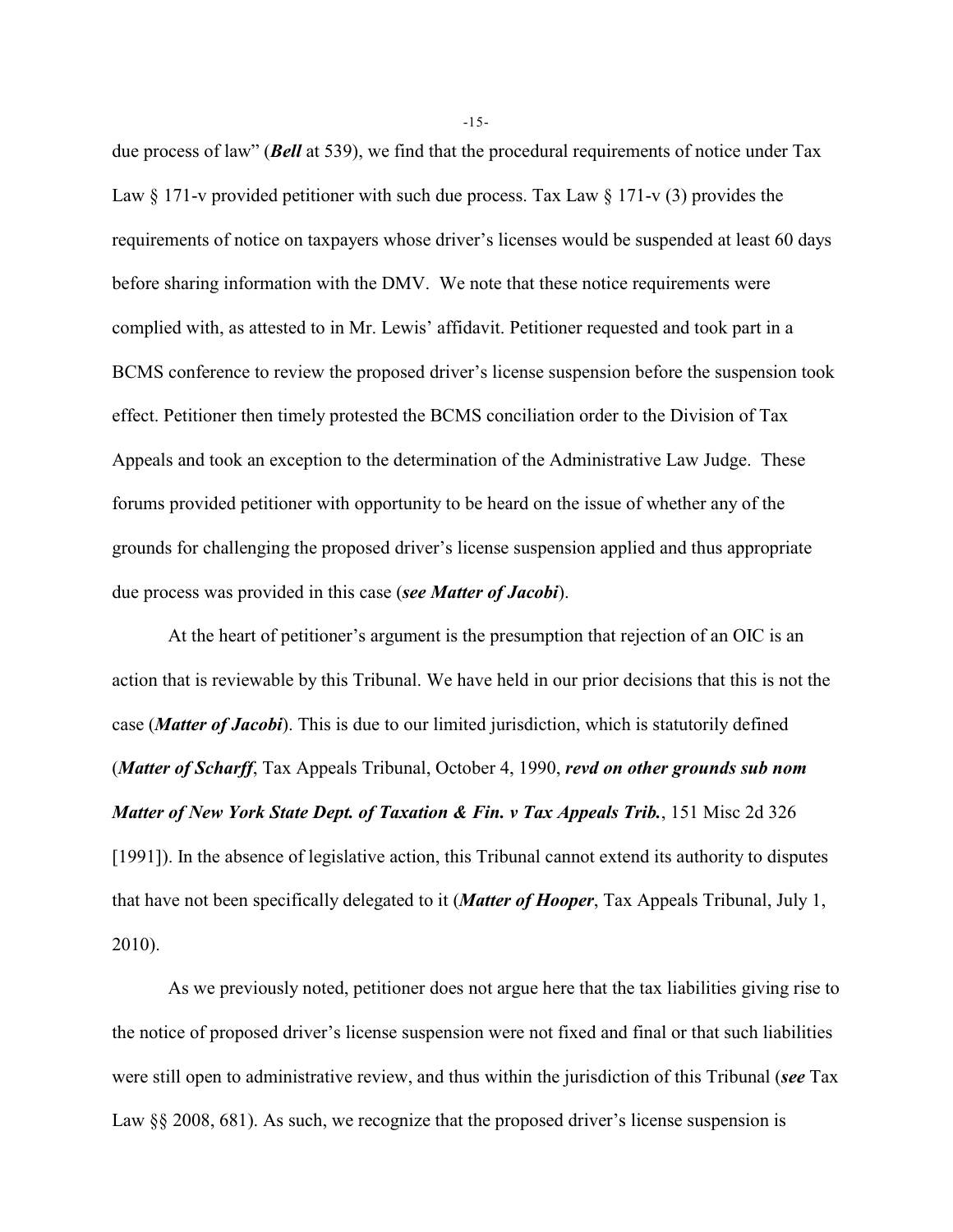due process of law" (***Bell*** at 539), we find that the procedural requirements of notice under Tax Law § 171-v provided petitioner with such due process. Tax Law § 171-v (3) provides the requirements of notice on taxpayers whose driver's licenses would be suspended at least 60 days before sharing information with the DMV. We note that these notice requirements were complied with, as attested to in Mr. Lewis' affidavit. Petitioner requested and took part in a BCMS conference to review the proposed driver's license suspension before the suspension took effect. Petitioner then timely protested the BCMS conciliation order to the Division of Tax Appeals and took an exception to the determination of the Administrative Law Judge. These forums provided petitioner with opportunity to be heard on the issue of whether any of the grounds for challenging the proposed driver's license suspension applied and thus appropriate due process was provided in this case (***see Matter of Jacobi***).

At the heart of petitioner's argument is the presumption that rejection of an OIC is an action that is reviewable by this Tribunal. We have held in our prior decisions that this is not the case (***Matter of Jacobi***). This is due to our limited jurisdiction, which is statutorily defined (***Matter of Scharff***, Tax Appeals Tribunal, October 4, 1990, ***revd on other grounds sub nom Matter of New York State Dept. of Taxation & Fin. v Tax Appeals Trib.***, 151 Misc 2d 326 [1991]). In the absence of legislative action, this Tribunal cannot extend its authority to disputes that have not been specifically delegated to it (***Matter of Hooper***, Tax Appeals Tribunal, July 1, 2010).

As we previously noted, petitioner does not argue here that the tax liabilities giving rise to the notice of proposed driver's license suspension were not fixed and final or that such liabilities were still open to administrative review, and thus within the jurisdiction of this Tribunal (***see*** Tax Law §§ 2008, 681). As such, we recognize that the proposed driver's license suspension is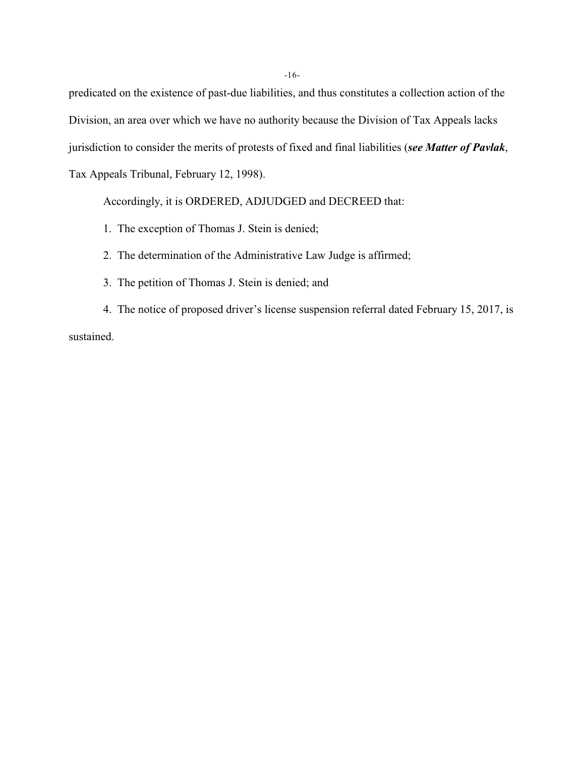predicated on the existence of past-due liabilities, and thus constitutes a collection action of the Division, an area over which we have no authority because the Division of Tax Appeals lacks jurisdiction to consider the merits of protests of fixed and final liabilities (***see Matter of Pavlak***, Tax Appeals Tribunal, February 12, 1998).

Accordingly, it is ORDERED, ADJUDGED and DECREED that:

1. The exception of Thomas J. Stein is denied;

2. The determination of the Administrative Law Judge is affirmed;

3. The petition of Thomas J. Stein is denied; and

4. The notice of proposed driver's license suspension referral dated February 15, 2017, is sustained.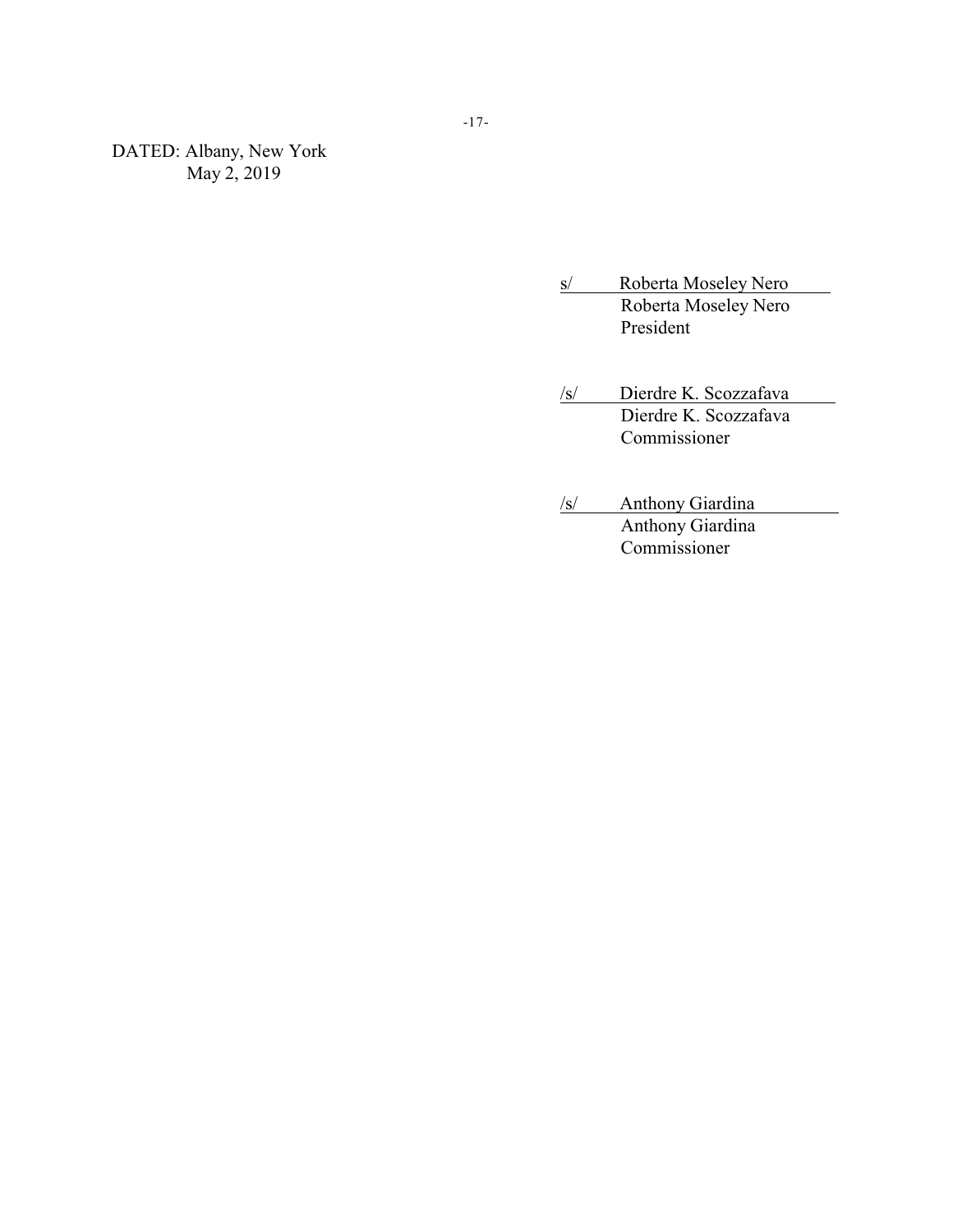DATED: Albany, New York
May 2, 2019

s/ Roberta Moseley Nero
Roberta Moseley Nero
President

/s/ Dierdre K. Scozzafava
Dierdre K. Scozzafava
Commissioner

/s/ Anthony Giardina
Anthony Giardina
Commissioner